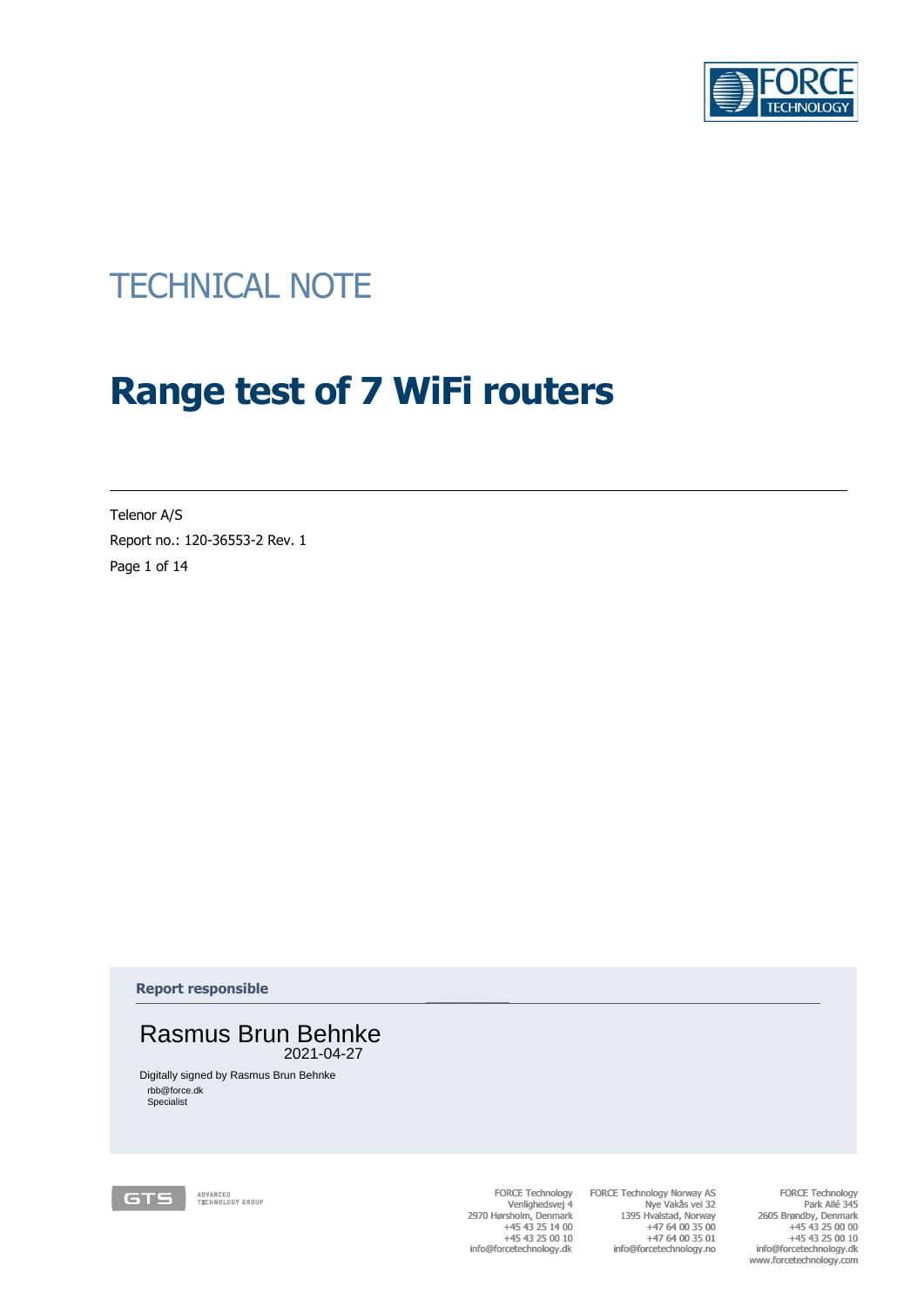TECHNICAL NOTE

# Range test of 7 WiFi routers

Telenor A/S

Report no.: 120-36553-2 Rev. 1

**Report responsible**

Rasmus Brun Behnke
2021-04-27

Digitally signed by Rasmus Brun Behnke
rbb@force.dk
Specialist

FORCE Technology
Venlighedsvej 4
2970 Hørsholm, Denmark
+45 43 25 14 00
+45 43 25 00 10
info@forcetechnology.dk

FORCE Technology Norway AS
Nye Vakås vei 32
1395 Hvalstad, Norway
+47 64 00 35 00
+47 64 00 35 01
info@forcetechnology.no

FORCE Technology
Park Allé 345
2605 Brøndby, Denmark
+45 43 25 00 00
+45 43 25 00 10
info@forcetechnology.dk
www.forcetechnology.com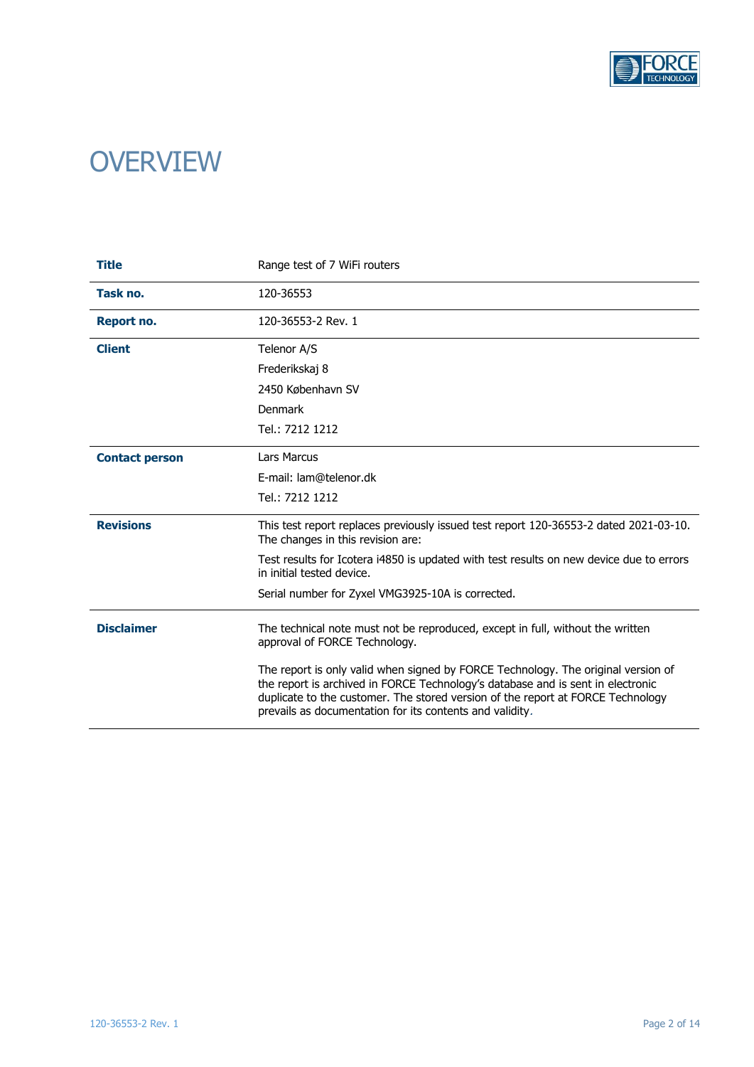# OVERVIEW

| | |
|---|---|
| **Title** | Range test of 7 WiFi routers |
| **Task no.** | 120-36553 |
| **Report no.** | 120-36553-2 Rev. 1 |
| **Client** | Telenor A/S<br>Frederikskaj 8<br>2450 København SV<br>Denmark<br>Tel.: 7212 1212 |
| **Contact person** | Lars Marcus<br>E-mail: lam@telenor.dk<br>Tel.: 7212 1212 |
| **Revisions** | This test report replaces previously issued test report 120-36553-2 dated 2021-03-10. The changes in this revision are:<br>Test results for Icotera i4850 is updated with test results on new device due to errors in initial tested device.<br>Serial number for Zyxel VMG3925-10A is corrected. |
| **Disclaimer** | The technical note must not be reproduced, except in full, without the written approval of FORCE Technology.<br>The report is only valid when signed by FORCE Technology. The original version of the report is archived in FORCE Technology's database and is sent in electronic duplicate to the customer. The stored version of the report at FORCE Technology prevails as documentation for its contents and validity. |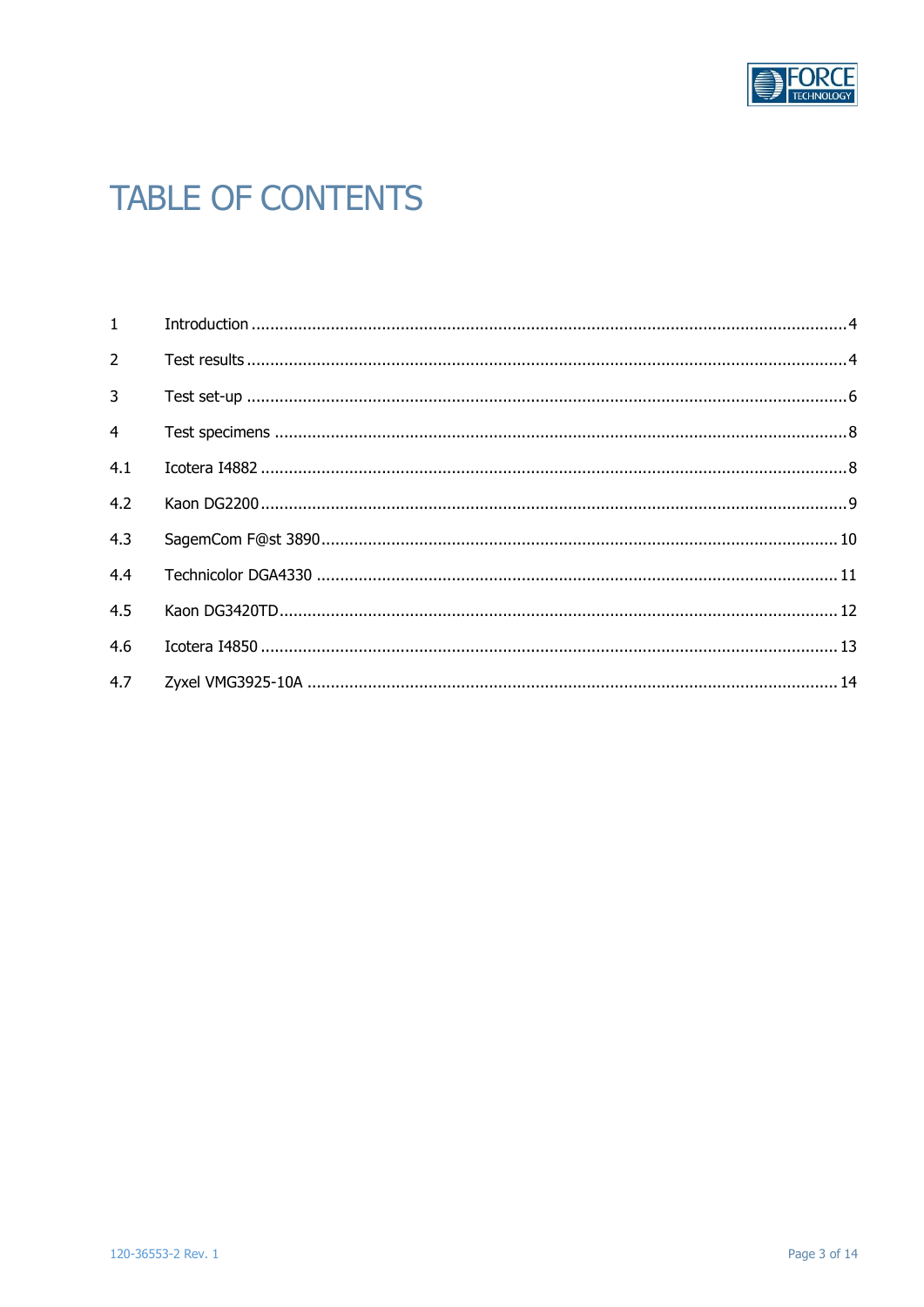# TABLE OF CONTENTS

| | | |
|---|---|---|
| 1 | Introduction | 4 |
| 2 | Test results | 4 |
| 3 | Test set-up | 6 |
| 4 | Test specimens | 8 |
| 4.1 | Icotera I4882 | 8 |
| 4.2 | Kaon DG2200 | 9 |
| 4.3 | SagemCom F@st 3890 | 10 |
| 4.4 | Technicolor DGA4330 | 11 |
| 4.5 | Kaon DG3420TD | 12 |
| 4.6 | Icotera I4850 | 13 |
| 4.7 | Zyxel VMG3925-10A | 14 |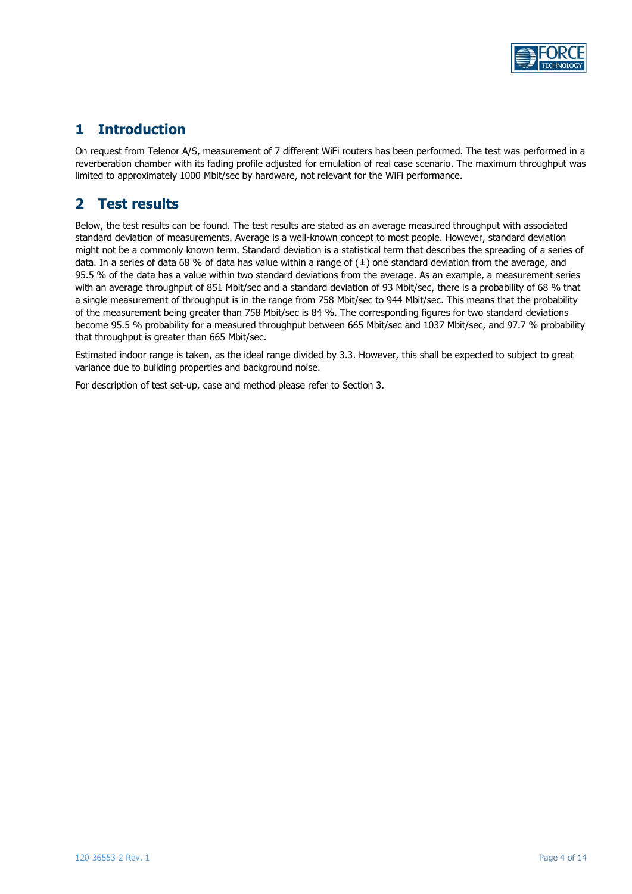# 1 Introduction

On request from Telenor A/S, measurement of 7 different WiFi routers has been performed. The test was performed in a reverberation chamber with its fading profile adjusted for emulation of real case scenario. The maximum throughput was limited to approximately 1000 Mbit/sec by hardware, not relevant for the WiFi performance.

# 2 Test results

Below, the test results can be found. The test results are stated as an average measured throughput with associated standard deviation of measurements. Average is a well-known concept to most people. However, standard deviation might not be a commonly known term. Standard deviation is a statistical term that describes the spreading of a series of data. In a series of data 68 % of data has value within a range of (±) one standard deviation from the average, and 95.5 % of the data has a value within two standard deviations from the average. As an example, a measurement series with an average throughput of 851 Mbit/sec and a standard deviation of 93 Mbit/sec, there is a probability of 68 % that a single measurement of throughput is in the range from 758 Mbit/sec to 944 Mbit/sec. This means that the probability of the measurement being greater than 758 Mbit/sec is 84 %. The corresponding figures for two standard deviations become 95.5 % probability for a measured throughput between 665 Mbit/sec and 1037 Mbit/sec, and 97.7 % probability that throughput is greater than 665 Mbit/sec.

Estimated indoor range is taken, as the ideal range divided by 3.3. However, this shall be expected to subject to great variance due to building properties and background noise.

For description of test set-up, case and method please refer to Section 3.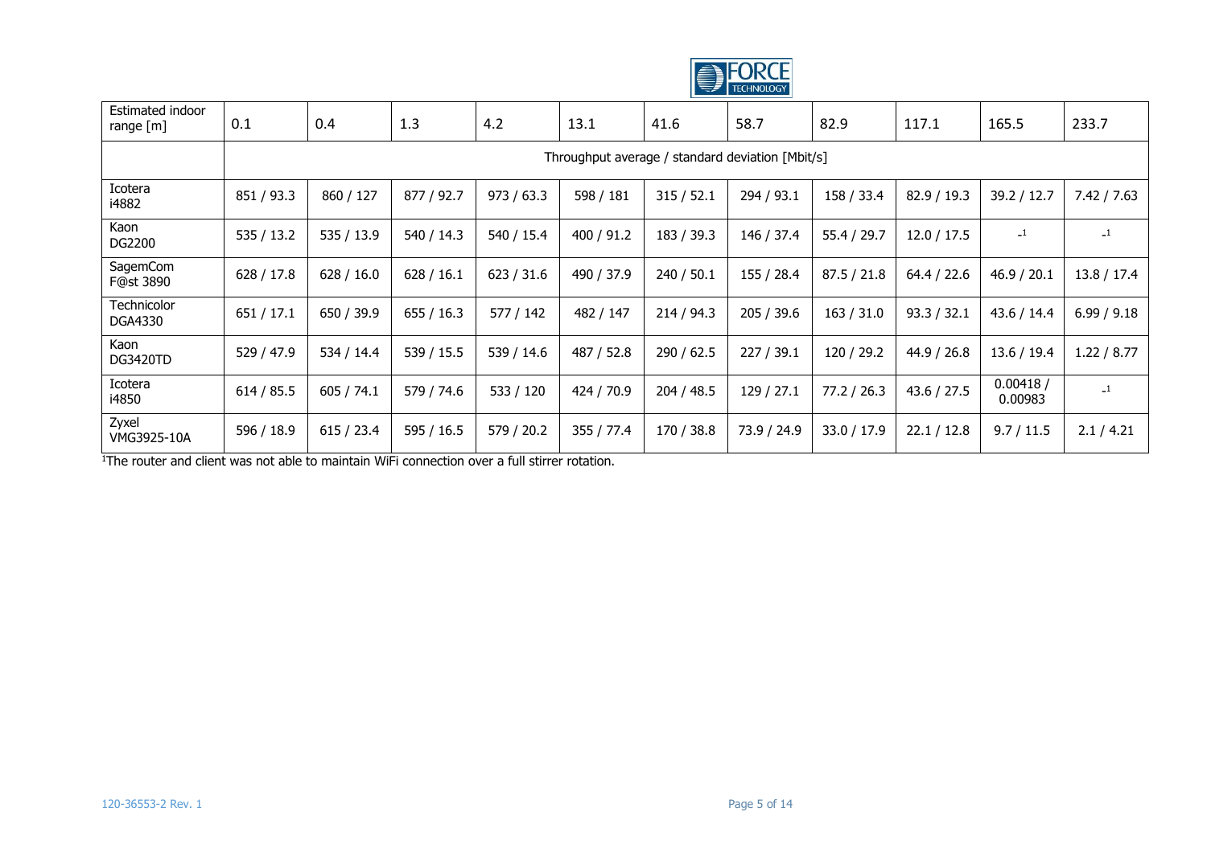| Estimated indoor range [m] | 0.1 | 0.4 | 1.3 | 4.2 | 13.1 | 41.6 | 58.7 | 82.9 | 117.1 | 165.5 | 233.7 |
|---|---|---|---|---|---|---|---|---|---|---|---|
| | Throughput average / standard deviation [Mbit/s] | | | | | | | | | | |
| Icotera i4882 | 851 / 93.3 | 860 / 127 | 877 / 92.7 | 973 / 63.3 | 598 / 181 | 315 / 52.1 | 294 / 93.1 | 158 / 33.4 | 82.9 / 19.3 | 39.2 / 12.7 | 7.42 / 7.63 |
| Kaon DG2200 | 535 / 13.2 | 535 / 13.9 | 540 / 14.3 | 540 / 15.4 | 400 / 91.2 | 183 / 39.3 | 146 / 37.4 | 55.4 / 29.7 | 12.0 / 17.5 | -[1] | -[1] |
| SagemCom F@st 3890 | 628 / 17.8 | 628 / 16.0 | 628 / 16.1 | 623 / 31.6 | 490 / 37.9 | 240 / 50.1 | 155 / 28.4 | 87.5 / 21.8 | 64.4 / 22.6 | 46.9 / 20.1 | 13.8 / 17.4 |
| Technicolor DGA4330 | 651 / 17.1 | 650 / 39.9 | 655 / 16.3 | 577 / 142 | 482 / 147 | 214 / 94.3 | 205 / 39.6 | 163 / 31.0 | 93.3 / 32.1 | 43.6 / 14.4 | 6.99 / 9.18 |
| Kaon DG3420TD | 529 / 47.9 | 534 / 14.4 | 539 / 15.5 | 539 / 14.6 | 487 / 52.8 | 290 / 62.5 | 227 / 39.1 | 120 / 29.2 | 44.9 / 26.8 | 13.6 / 19.4 | 1.22 / 8.77 |
| Icotera i4850 | 614 / 85.5 | 605 / 74.1 | 579 / 74.6 | 533 / 120 | 424 / 70.9 | 204 / 48.5 | 129 / 27.1 | 77.2 / 26.3 | 43.6 / 27.5 | 0.00418 / 0.00983 | -[1] |
| Zyxel VMG3925-10A | 596 / 18.9 | 615 / 23.4 | 595 / 16.5 | 579 / 20.2 | 355 / 77.4 | 170 / 38.8 | 73.9 / 24.9 | 33.0 / 17.9 | 22.1 / 12.8 | 9.7 / 11.5 | 2.1 / 4.21 |

[1]The router and client was not able to maintain WiFi connection over a full stirrer rotation.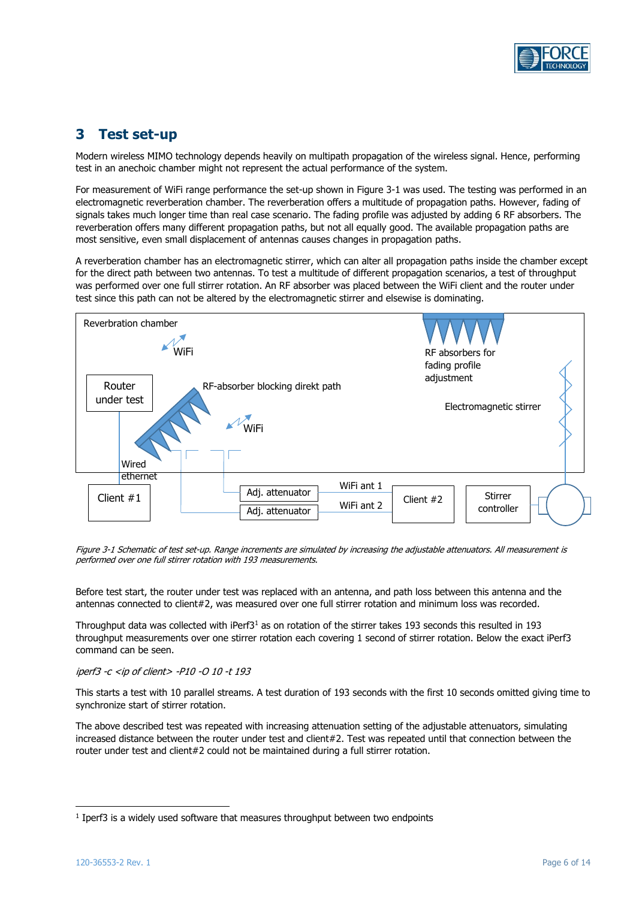# 3 Test set-up

Modern wireless MIMO technology depends heavily on multipath propagation of the wireless signal. Hence, performing test in an anechoic chamber might not represent the actual performance of the system.

For measurement of WiFi range performance the set-up shown in Figure 3-1 was used. The testing was performed in an electromagnetic reverberation chamber. The reverberation offers a multitude of propagation paths. However, fading of signals takes much longer time than real case scenario. The fading profile was adjusted by adding 6 RF absorbers. The reverberation offers many different propagation paths, but not all equally good. The available propagation paths are most sensitive, even small displacement of antennas causes changes in propagation paths.

A reverberation chamber has an electromagnetic stirrer, which can alter all propagation paths inside the chamber except for the direct path between two antennas. To test a multitude of different propagation scenarios, a test of throughput was performed over one full stirrer rotation. An RF absorber was placed between the WiFi client and the router under test since this path can not be altered by the electromagnetic stirrer and elsewise is dominating.

*Figure 3-1 Schematic of test set-up. Range increments are simulated by increasing the adjustable attenuators. All measurement is performed over one full stirrer rotation with 193 measurements.*

Before test start, the router under test was replaced with an antenna, and path loss between this antenna and the antennas connected to client#2, was measured over one full stirrer rotation and minimum loss was recorded.

Throughput data was collected with iPerf3[1] as on rotation of the stirrer takes 193 seconds this resulted in 193 throughput measurements over one stirrer rotation each covering 1 second of stirrer rotation. Below the exact iPerf3 command can be seen.

*iperf3 -c <ip of client> -P10 -O 10 -t 193*

This starts a test with 10 parallel streams. A test duration of 193 seconds with the first 10 seconds omitted giving time to synchronize start of stirrer rotation.

The above described test was repeated with increasing attenuation setting of the adjustable attenuators, simulating increased distance between the router under test and client#2. Test was repeated until that connection between the router under test and client#2 could not be maintained during a full stirrer rotation.

[1] Iperf3 is a widely used software that measures throughput between two endpoints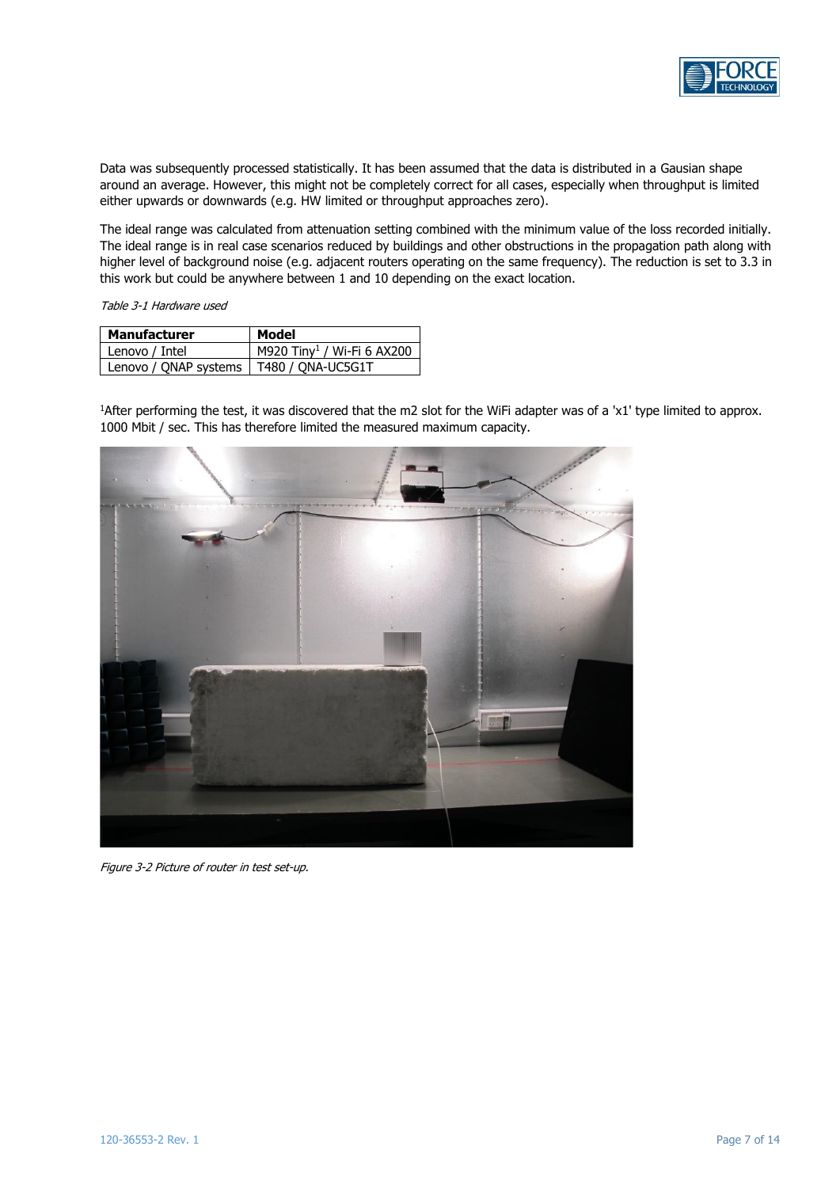Data was subsequently processed statistically. It has been assumed that the data is distributed in a Gausian shape around an average. However, this might not be completely correct for all cases, especially when throughput is limited either upwards or downwards (e.g. HW limited or throughput approaches zero).

The ideal range was calculated from attenuation setting combined with the minimum value of the loss recorded initially. The ideal range is in real case scenarios reduced by buildings and other obstructions in the propagation path along with higher level of background noise (e.g. adjacent routers operating on the same frequency). The reduction is set to 3.3 in this work but could be anywhere between 1 and 10 depending on the exact location.

*Table 3-1 Hardware used*

| Manufacturer | Model |
|---|---|
| Lenovo / Intel | M920 Tiny[1] / Wi-Fi 6 AX200 |
| Lenovo / QNAP systems | T480 / QNA-UC5G1T |

[1]After performing the test, it was discovered that the m2 slot for the WiFi adapter was of a 'x1' type limited to approx. 1000 Mbit / sec. This has therefore limited the measured maximum capacity.

*Figure 3-2 Picture of router in test set-up.*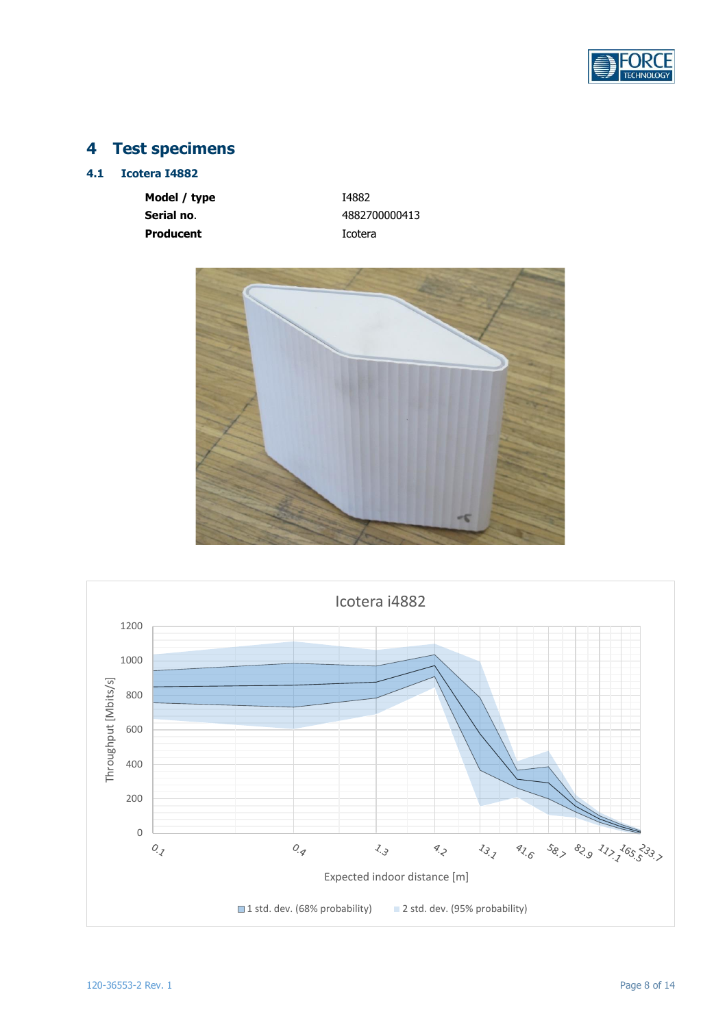# 4 Test specimens

## 4.1 Icotera I4882

| | |
|---|---|
| **Model / type** | I4882 |
| **Serial no**. | 4882700000413 |
| **Producent** | Icotera |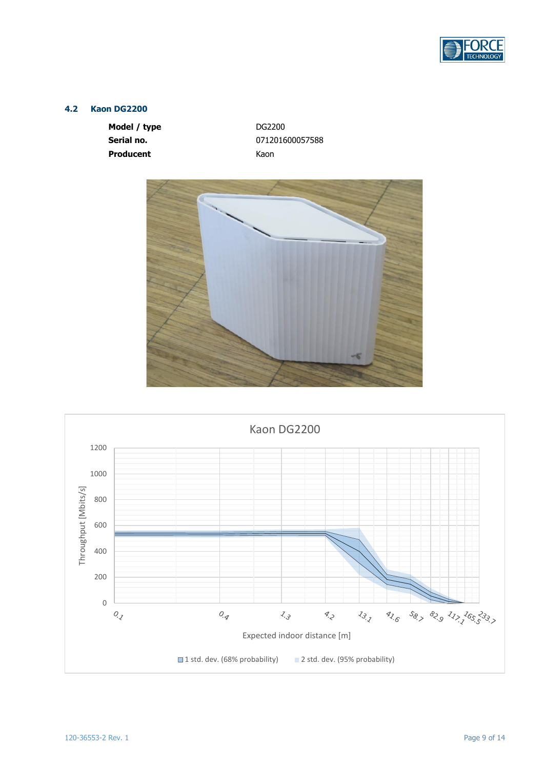## 4.2 Kaon DG2200

| | |
|---|---|
| **Model / type** | DG2200 |
| **Serial no.** | 071201600057588 |
| **Producent** | Kaon |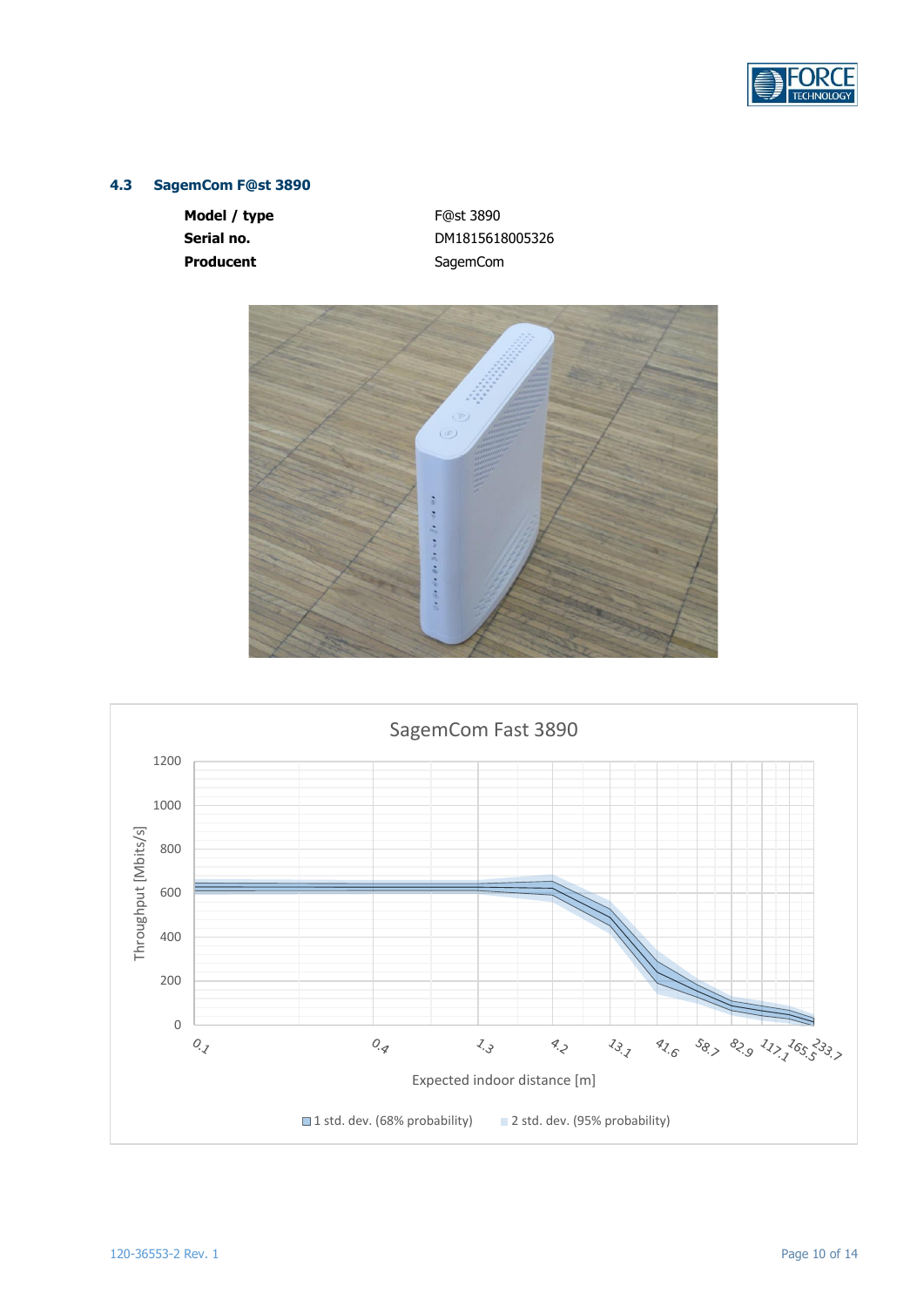### 4.3 SagemCom F@st 3890

| | |
|---|---|
| **Model / type** | F@st 3890 |
| **Serial no.** | DM1815618005326 |
| **Producent** | SagemCom |

SagemCom Fast 3890

Throughput [Mbits/s]

Expected indoor distance [m]

1 std. dev. (68% probability) 2 std. dev. (95% probability)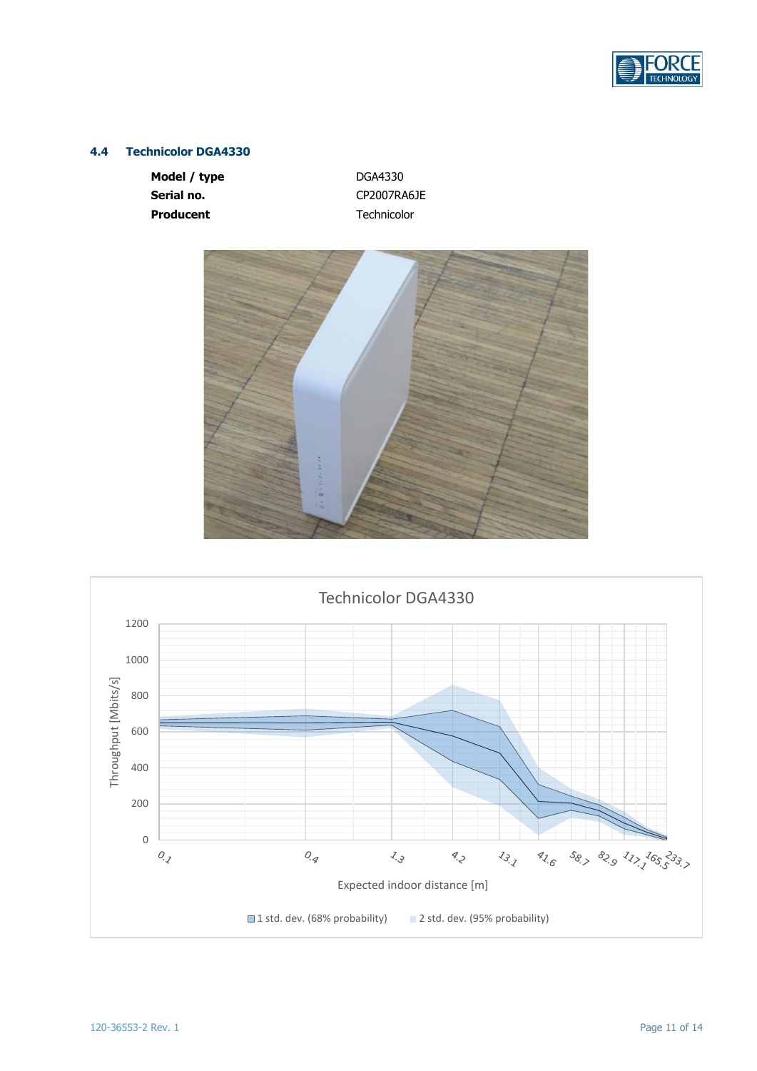### 4.4 Technicolor DGA4330

| | |
|---|---|
| **Model / type** | DGA4330 |
| **Serial no.** | CP2007RA6JE |
| **Producent** | Technicolor |

Technicolor DGA4330

Throughput [Mbits/s]

Expected indoor distance [m]

1 std. dev. (68% probability) 2 std. dev. (95% probability)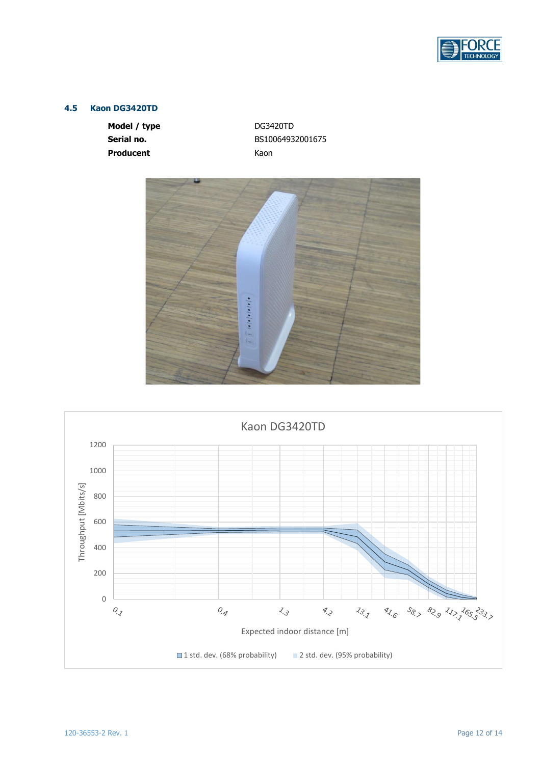## 4.5 Kaon DG3420TD

| | |
|---|---|
| **Model / type** | DG3420TD |
| **Serial no.** | BS10064932001675 |
| **Producent** | Kaon |

Kaon DG3420TD

Throughput [Mbits/s]

Expected indoor distance [m]

1 std. dev. (68% probability) 2 std. dev. (95% probability)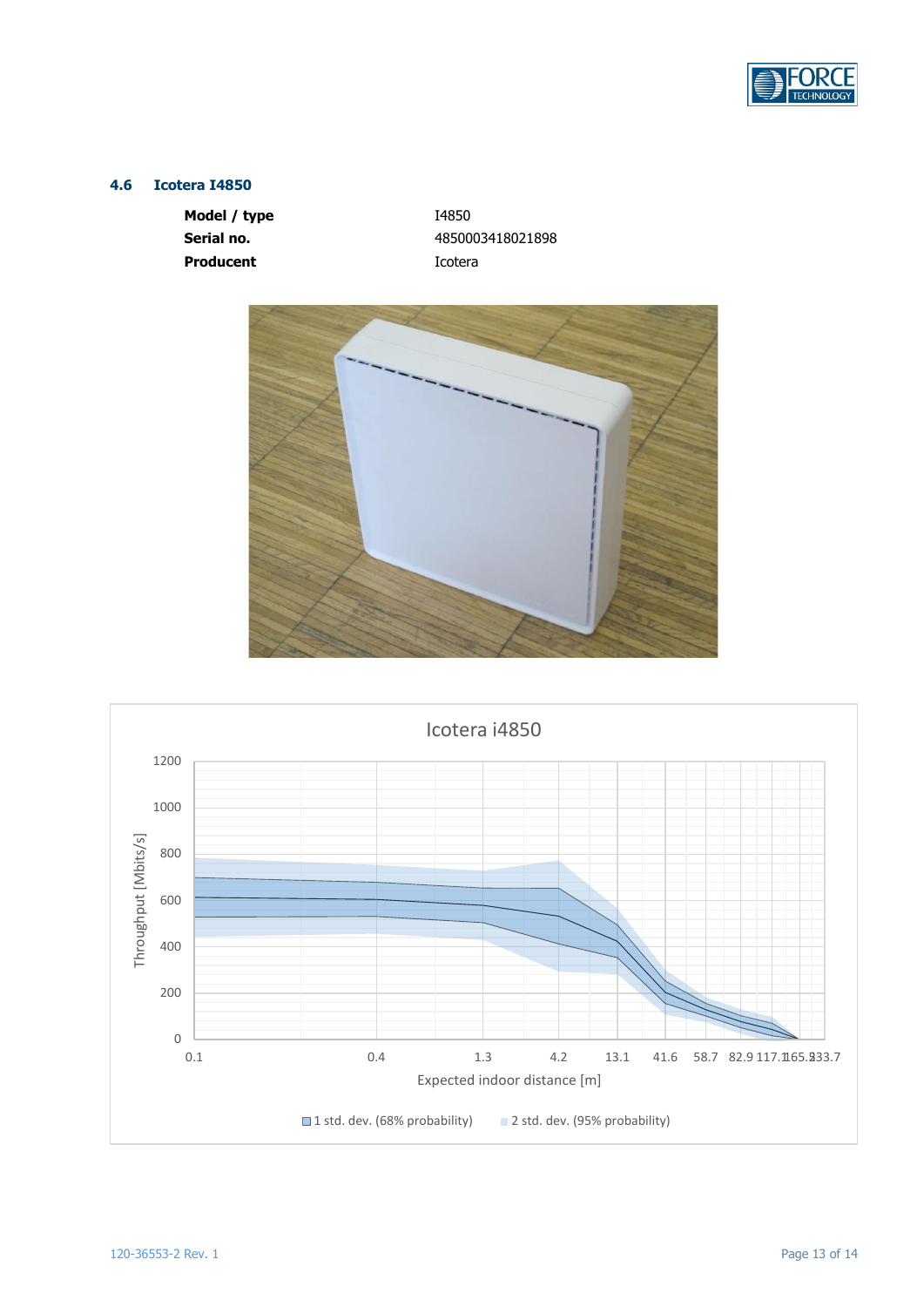### 4.6 Icotera I4850

| | |
|---|---|
| **Model / type** | I4850 |
| **Serial no.** | 4850003418021898 |
| **Producent** | Icotera |

Icotera i4850

Throughput [Mbits/s]

Expected indoor distance [m]

1 std. dev. (68% probability)   2 std. dev. (95% probability)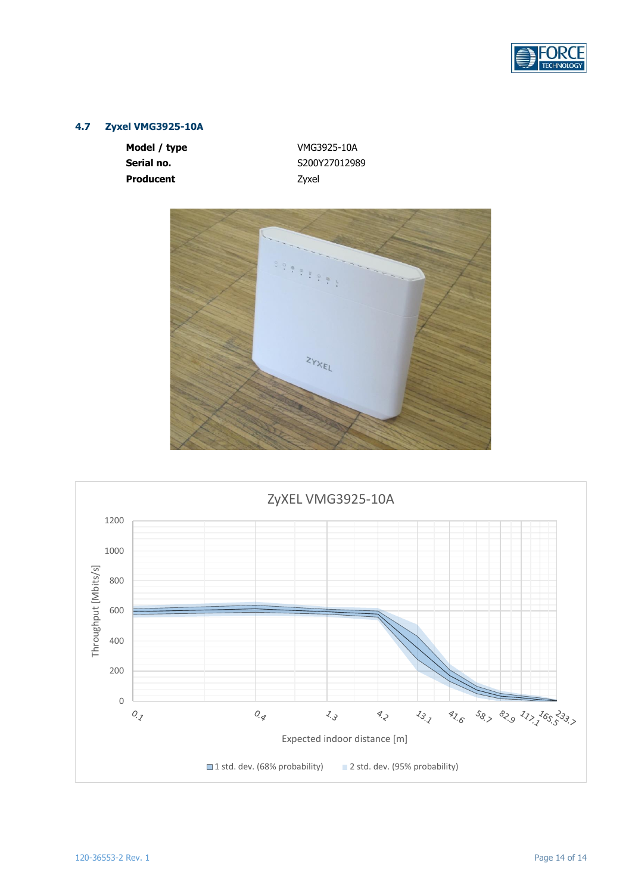## 4.7 Zyxel VMG3925-10A

| | |
|---|---|
| **Model / type** | VMG3925-10A |
| **Serial no.** | S200Y27012989 |
| **Producent** | Zyxel |

ZyXEL VMG3925-10A

Throughput [Mbits/s]

1200
1000
800
600
400
200
0

0.1
0.4
1.3
4.2
13.1
41.6
58.7
82.9
117.1
165.5
233.7

Expected indoor distance [m]

1 std. dev. (68% probability)
2 std. dev. (95% probability)

120-36553-2 Rev. 1